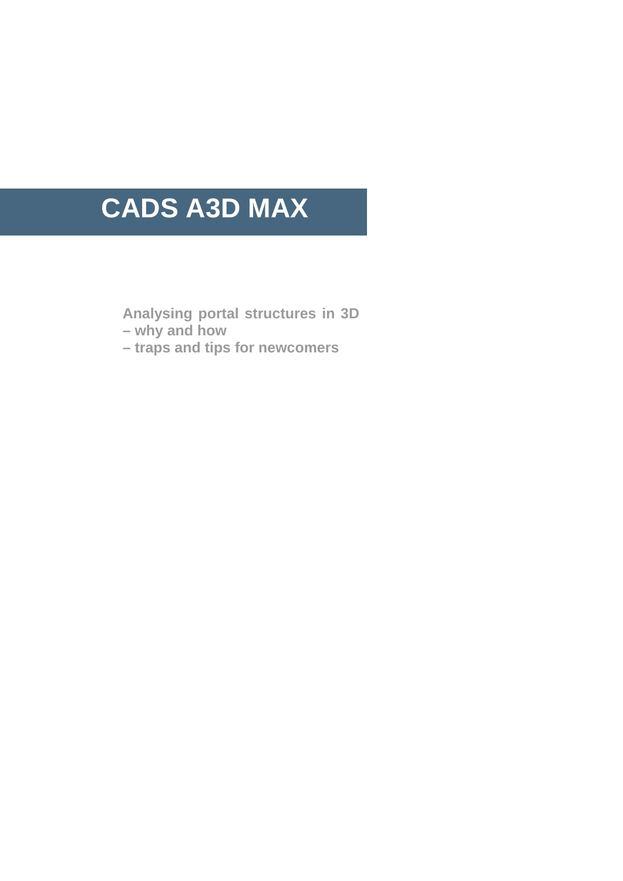# CADS A3D MAX

**Analysing portal structures in 3D**
**– why and how**
**– traps and tips for newcomers**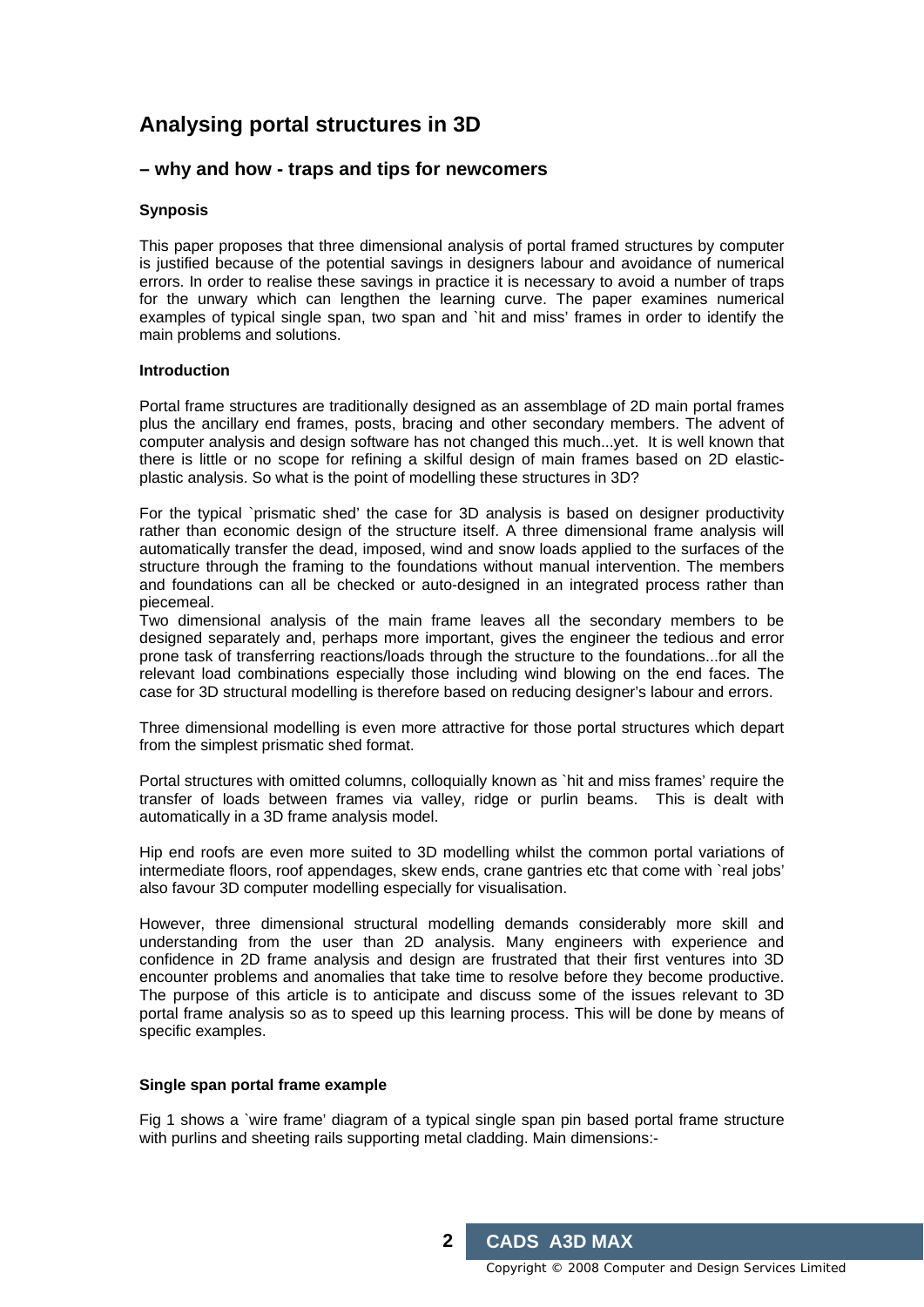# Analysing portal structures in 3D

## – why and how - traps and tips for newcomers

**Synposis**

This paper proposes that three dimensional analysis of portal framed structures by computer is justified because of the potential savings in designers labour and avoidance of numerical errors. In order to realise these savings in practice it is necessary to avoid a number of traps for the unwary which can lengthen the learning curve. The paper examines numerical examples of typical single span, two span and `hit and miss' frames in order to identify the main problems and solutions.

**Introduction**

Portal frame structures are traditionally designed as an assemblage of 2D main portal frames plus the ancillary end frames, posts, bracing and other secondary members. The advent of computer analysis and design software has not changed this much...yet. It is well known that there is little or no scope for refining a skilful design of main frames based on 2D elastic-plastic analysis. So what is the point of modelling these structures in 3D?

For the typical `prismatic shed' the case for 3D analysis is based on designer productivity rather than economic design of the structure itself. A three dimensional frame analysis will automatically transfer the dead, imposed, wind and snow loads applied to the surfaces of the structure through the framing to the foundations without manual intervention. The members and foundations can all be checked or auto-designed in an integrated process rather than piecemeal.
Two dimensional analysis of the main frame leaves all the secondary members to be designed separately and, perhaps more important, gives the engineer the tedious and error prone task of transferring reactions/loads through the structure to the foundations...for all the relevant load combinations especially those including wind blowing on the end faces. The case for 3D structural modelling is therefore based on reducing designer's labour and errors.

Three dimensional modelling is even more attractive for those portal structures which depart from the simplest prismatic shed format.

Portal structures with omitted columns, colloquially known as `hit and miss frames' require the transfer of loads between frames via valley, ridge or purlin beams. This is dealt with automatically in a 3D frame analysis model.

Hip end roofs are even more suited to 3D modelling whilst the common portal variations of intermediate floors, roof appendages, skew ends, crane gantries etc that come with `real jobs' also favour 3D computer modelling especially for visualisation.

However, three dimensional structural modelling demands considerably more skill and understanding from the user than 2D analysis. Many engineers with experience and confidence in 2D frame analysis and design are frustrated that their first ventures into 3D encounter problems and anomalies that take time to resolve before they become productive. The purpose of this article is to anticipate and discuss some of the issues relevant to 3D portal frame analysis so as to speed up this learning process. This will be done by means of specific examples.

**Single span portal frame example**

Fig 1 shows a `wire frame' diagram of a typical single span pin based portal frame structure with purlins and sheeting rails supporting metal cladding. Main dimensions:-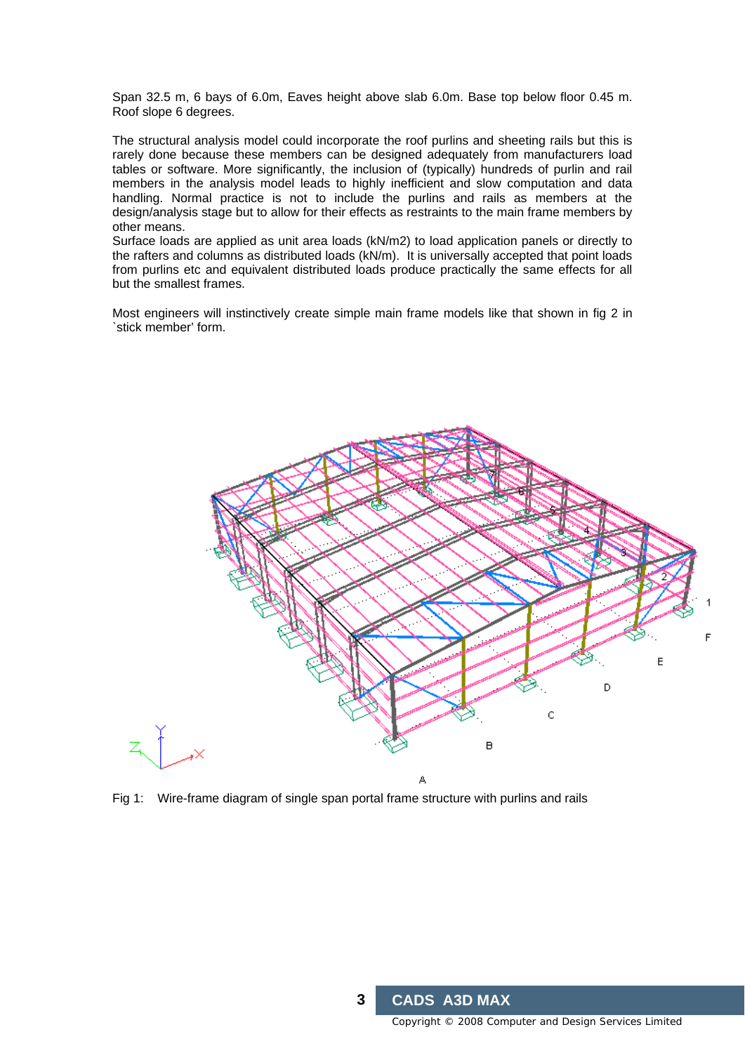Span 32.5 m, 6 bays of 6.0m, Eaves height above slab 6.0m. Base top below floor 0.45 m. Roof slope 6 degrees.

The structural analysis model could incorporate the roof purlins and sheeting rails but this is rarely done because these members can be designed adequately from manufacturers load tables or software. More significantly, the inclusion of (typically) hundreds of purlin and rail members in the analysis model leads to highly inefficient and slow computation and data handling. Normal practice is not to include the purlins and rails as members at the design/analysis stage but to allow for their effects as restraints to the main frame members by other means.

Surface loads are applied as unit area loads (kN/m2) to load application panels or directly to the rafters and columns as distributed loads (kN/m). It is universally accepted that point loads from purlins etc and equivalent distributed loads produce practically the same effects for all but the smallest frames.

Most engineers will instinctively create simple main frame models like that shown in fig 2 in `stick member' form.

Fig 1: Wire-frame diagram of single span portal frame structure with purlins and rails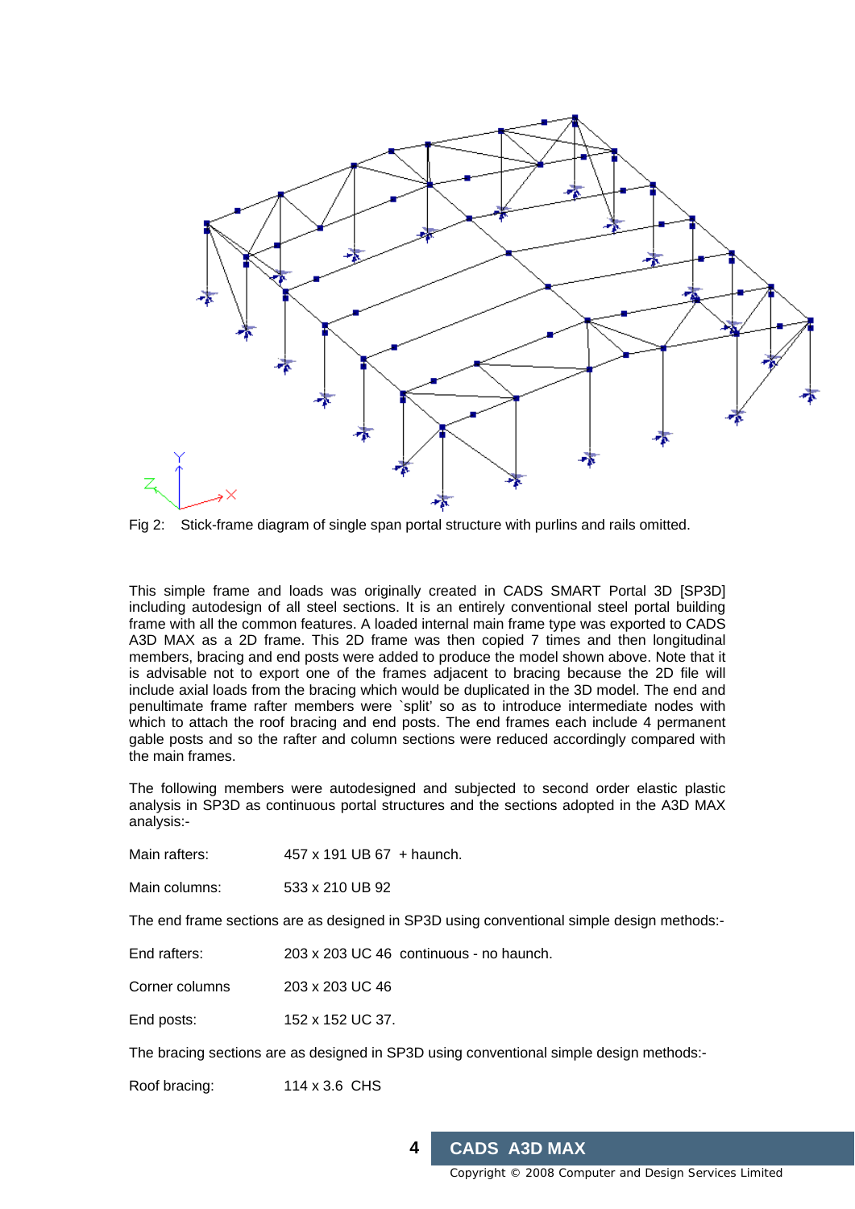Fig 2: Stick-frame diagram of single span portal structure with purlins and rails omitted.

This simple frame and loads was originally created in CADS SMART Portal 3D [SP3D] including autodesign of all steel sections. It is an entirely conventional steel portal building frame with all the common features. A loaded internal main frame type was exported to CADS A3D MAX as a 2D frame. This 2D frame was then copied 7 times and then longitudinal members, bracing and end posts were added to produce the model shown above. Note that it is advisable not to export one of the frames adjacent to bracing because the 2D file will include axial loads from the bracing which would be duplicated in the 3D model. The end and penultimate frame rafter members were `split' so as to introduce intermediate nodes with which to attach the roof bracing and end posts. The end frames each include 4 permanent gable posts and so the rafter and column sections were reduced accordingly compared with the main frames.

The following members were autodesigned and subjected to second order elastic plastic analysis in SP3D as continuous portal structures and the sections adopted in the A3D MAX analysis:-

Main rafters: 457 x 191 UB 67 + haunch.

Main columns: 533 x 210 UB 92

The end frame sections are as designed in SP3D using conventional simple design methods:-

End rafters: 203 x 203 UC 46 continuous - no haunch.

Corner columns 203 x 203 UC 46

End posts: 152 x 152 UC 37.

The bracing sections are as designed in SP3D using conventional simple design methods:-

Roof bracing: 114 x 3.6 CHS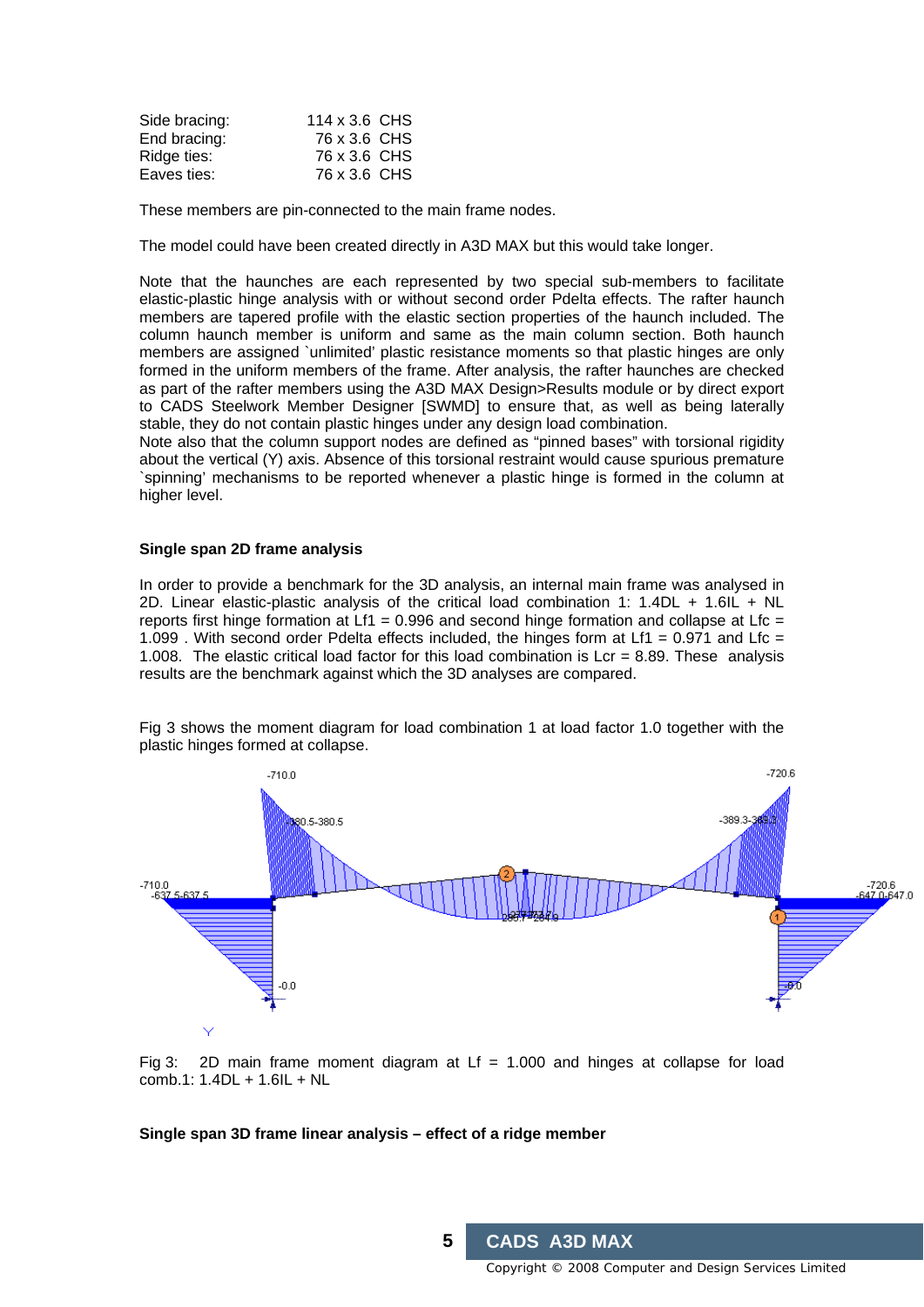| | |
|---|---|
| Side bracing: | 114 x 3.6 CHS |
| End bracing: | 76 x 3.6 CHS |
| Ridge ties: | 76 x 3.6 CHS |
| Eaves ties: | 76 x 3.6 CHS |

These members are pin-connected to the main frame nodes.

The model could have been created directly in A3D MAX but this would take longer.

Note that the haunches are each represented by two special sub-members to facilitate elastic-plastic hinge analysis with or without second order Pdelta effects. The rafter haunch members are tapered profile with the elastic section properties of the haunch included. The column haunch member is uniform and same as the main column section. Both haunch members are assigned `unlimited' plastic resistance moments so that plastic hinges are only formed in the uniform members of the frame. After analysis, the rafter haunches are checked as part of the rafter members using the A3D MAX Design>Results module or by direct export to CADS Steelwork Member Designer [SWMD] to ensure that, as well as being laterally stable, they do not contain plastic hinges under any design load combination.
Note also that the column support nodes are defined as "pinned bases" with torsional rigidity about the vertical (Y) axis. Absence of this torsional restraint would cause spurious premature `spinning' mechanisms to be reported whenever a plastic hinge is formed in the column at higher level.

**Single span 2D frame analysis**

In order to provide a benchmark for the 3D analysis, an internal main frame was analysed in 2D. Linear elastic-plastic analysis of the critical load combination 1: 1.4DL + 1.6IL + NL reports first hinge formation at Lf1 = 0.996 and second hinge formation and collapse at Lfc = 1.099 . With second order Pdelta effects included, the hinges form at Lf1 = 0.971 and Lfc = 1.008. The elastic critical load factor for this load combination is Lcr = 8.89. These analysis results are the benchmark against which the 3D analyses are compared.

Fig 3 shows the moment diagram for load combination 1 at load factor 1.0 together with the plastic hinges formed at collapse.

Fig 3: 2D main frame moment diagram at Lf = 1.000 and hinges at collapse for load comb.1: 1.4DL + 1.6IL + NL

**Single span 3D frame linear analysis – effect of a ridge member**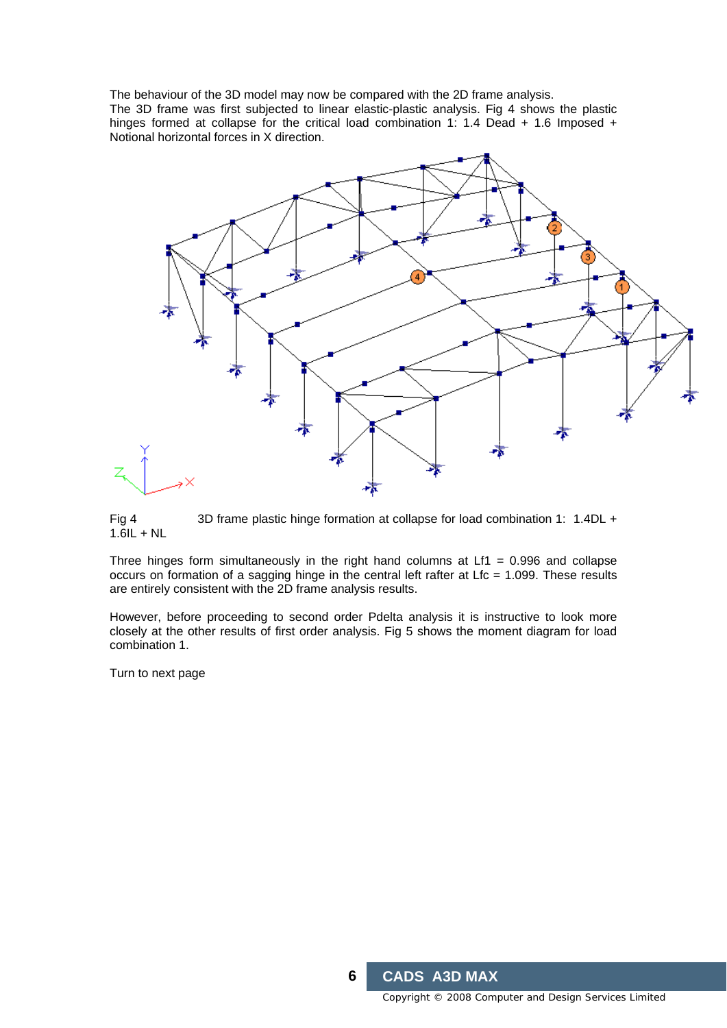The behaviour of the 3D model may now be compared with the 2D frame analysis.
The 3D frame was first subjected to linear elastic-plastic analysis. Fig 4 shows the plastic hinges formed at collapse for the critical load combination 1: 1.4 Dead + 1.6 Imposed + Notional horizontal forces in X direction.

Fig 4 3D frame plastic hinge formation at collapse for load combination 1: 1.4DL + 1.6IL + NL

Three hinges form simultaneously in the right hand columns at Lf1 = 0.996 and collapse occurs on formation of a sagging hinge in the central left rafter at Lfc = 1.099. These results are entirely consistent with the 2D frame analysis results.

However, before proceeding to second order Pdelta analysis it is instructive to look more closely at the other results of first order analysis. Fig 5 shows the moment diagram for load combination 1.

Turn to next page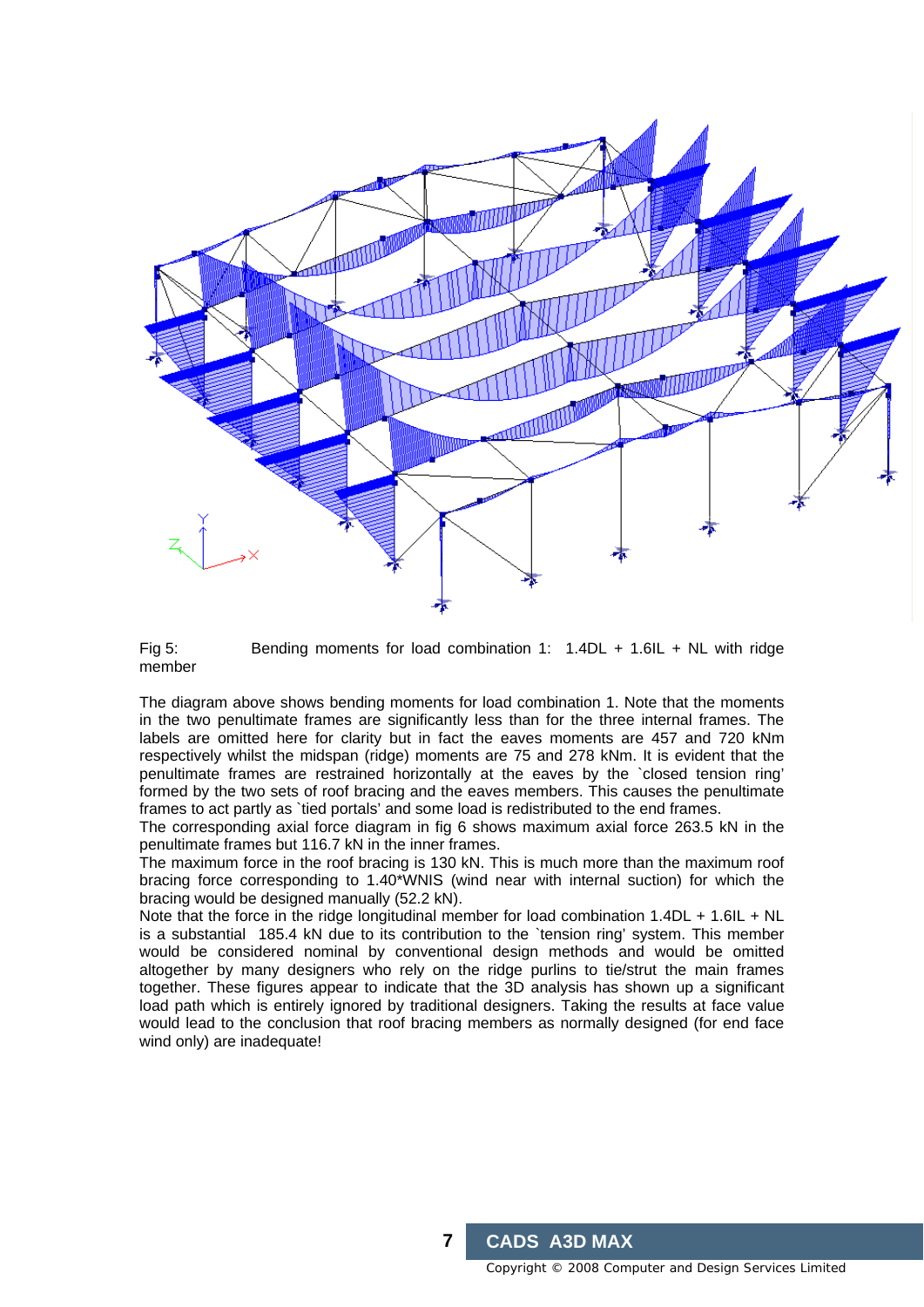Fig 5: Bending moments for load combination 1: 1.4DL + 1.6IL + NL with ridge member

The diagram above shows bending moments for load combination 1. Note that the moments in the two penultimate frames are significantly less than for the three internal frames. The labels are omitted here for clarity but in fact the eaves moments are 457 and 720 kNm respectively whilst the midspan (ridge) moments are 75 and 278 kNm. It is evident that the penultimate frames are restrained horizontally at the eaves by the `closed tension ring' formed by the two sets of roof bracing and the eaves members. This causes the penultimate frames to act partly as `tied portals' and some load is redistributed to the end frames.

The corresponding axial force diagram in fig 6 shows maximum axial force 263.5 kN in the penultimate frames but 116.7 kN in the inner frames.

The maximum force in the roof bracing is 130 kN. This is much more than the maximum roof bracing force corresponding to 1.40*WNIS (wind near with internal suction) for which the bracing would be designed manually (52.2 kN).

Note that the force in the ridge longitudinal member for load combination 1.4DL + 1.6IL + NL is a substantial 185.4 kN due to its contribution to the `tension ring' system. This member would be considered nominal by conventional design methods and would be omitted altogether by many designers who rely on the ridge purlins to tie/strut the main frames together. These figures appear to indicate that the 3D analysis has shown up a significant load path which is entirely ignored by traditional designers. Taking the results at face value would lead to the conclusion that roof bracing members as normally designed (for end face wind only) are inadequate!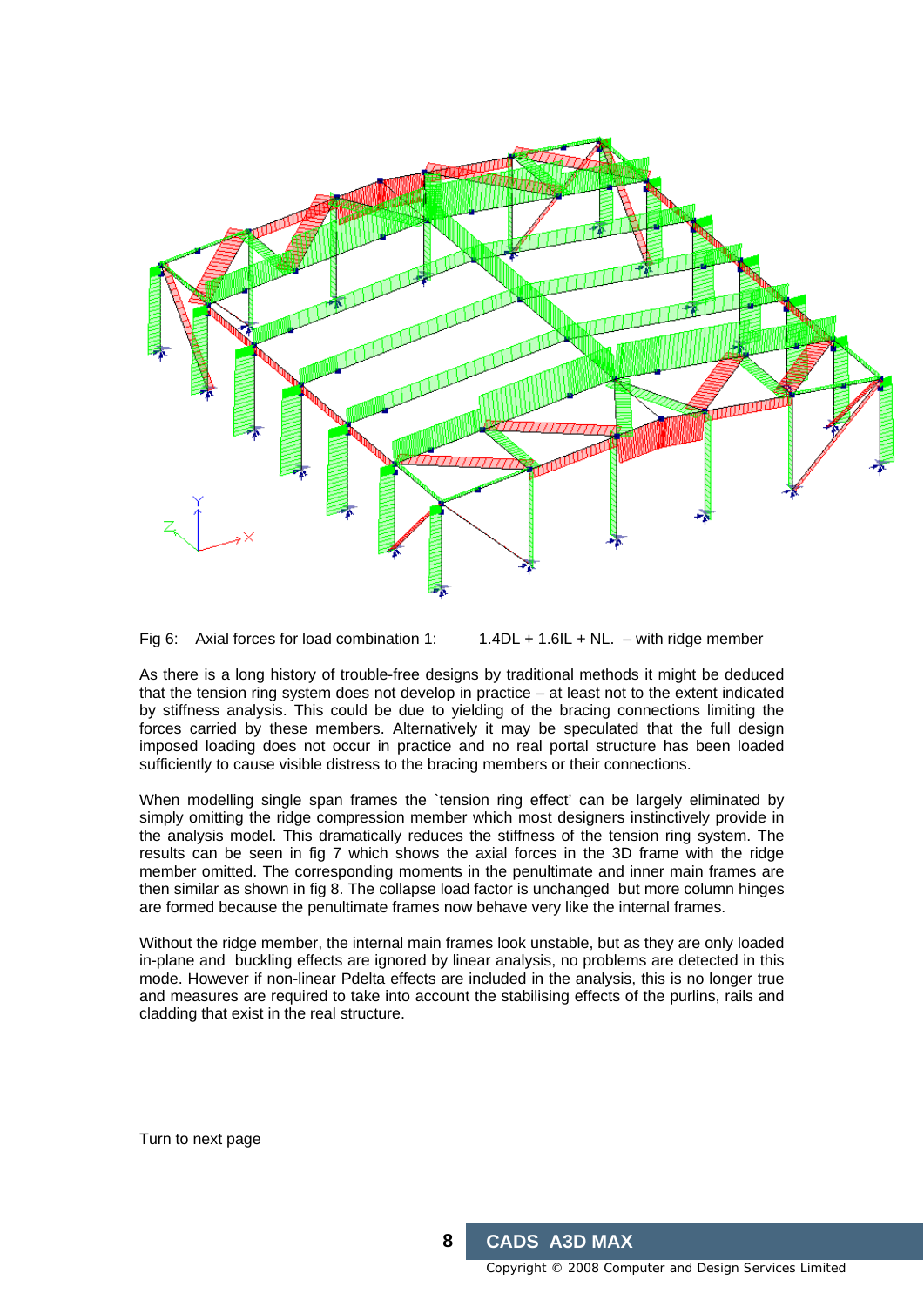Fig 6: Axial forces for load combination 1: 1.4DL + 1.6IL + NL. – with ridge member

As there is a long history of trouble-free designs by traditional methods it might be deduced that the tension ring system does not develop in practice – at least not to the extent indicated by stiffness analysis. This could be due to yielding of the bracing connections limiting the forces carried by these members. Alternatively it may be speculated that the full design imposed loading does not occur in practice and no real portal structure has been loaded sufficiently to cause visible distress to the bracing members or their connections.

When modelling single span frames the `tension ring effect' can be largely eliminated by simply omitting the ridge compression member which most designers instinctively provide in the analysis model. This dramatically reduces the stiffness of the tension ring system. The results can be seen in fig 7 which shows the axial forces in the 3D frame with the ridge member omitted. The corresponding moments in the penultimate and inner main frames are then similar as shown in fig 8. The collapse load factor is unchanged but more column hinges are formed because the penultimate frames now behave very like the internal frames.

Without the ridge member, the internal main frames look unstable, but as they are only loaded in-plane and buckling effects are ignored by linear analysis, no problems are detected in this mode. However if non-linear Pdelta effects are included in the analysis, this is no longer true and measures are required to take into account the stabilising effects of the purlins, rails and cladding that exist in the real structure.

Turn to next page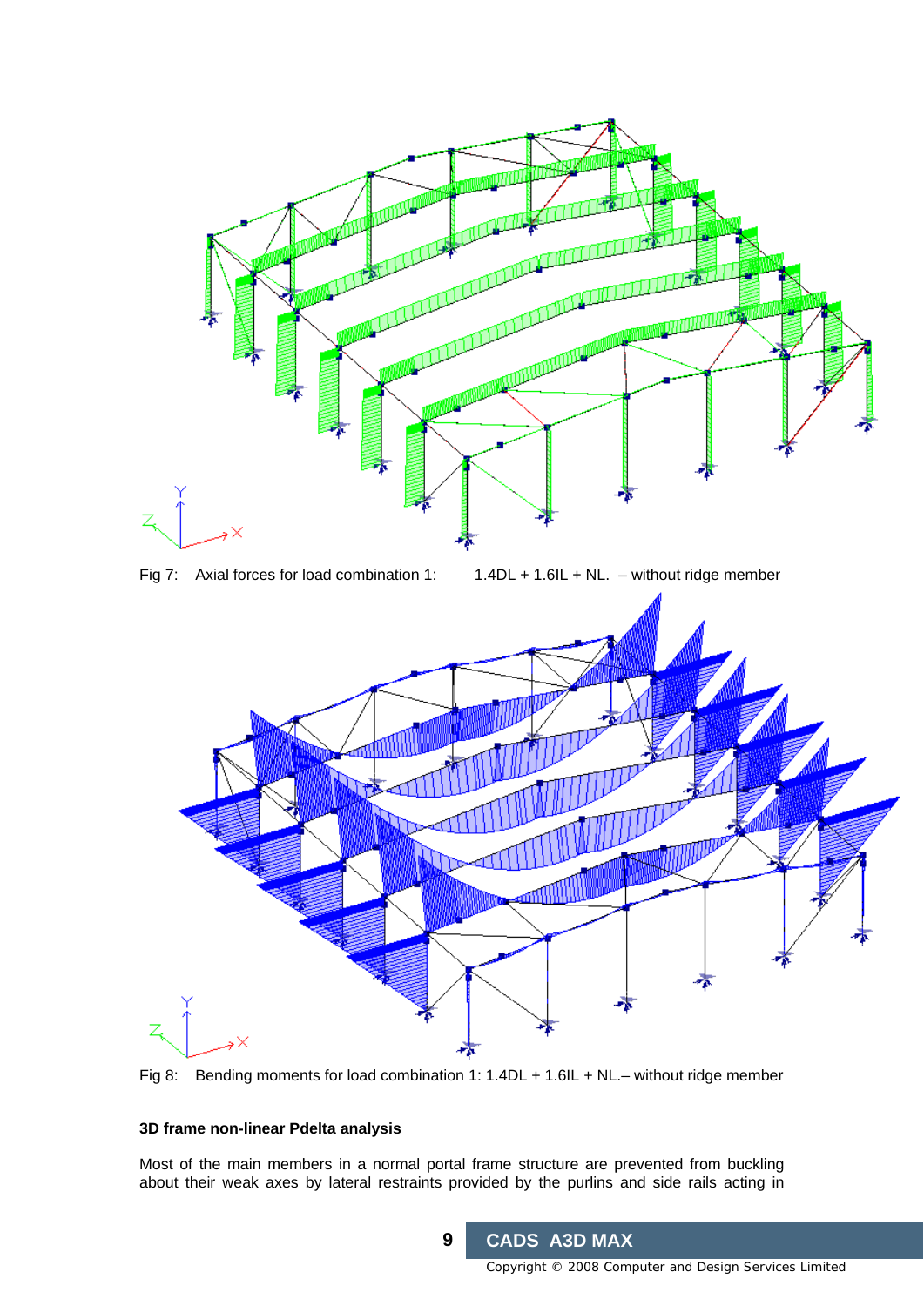Fig 7: Axial forces for load combination 1: 1.4DL + 1.6IL + NL. – without ridge member

Fig 8: Bending moments for load combination 1: 1.4DL + 1.6IL + NL.– without ridge member

**3D frame non-linear Pdelta analysis**

Most of the main members in a normal portal frame structure are prevented from buckling about their weak axes by lateral restraints provided by the purlins and side rails acting in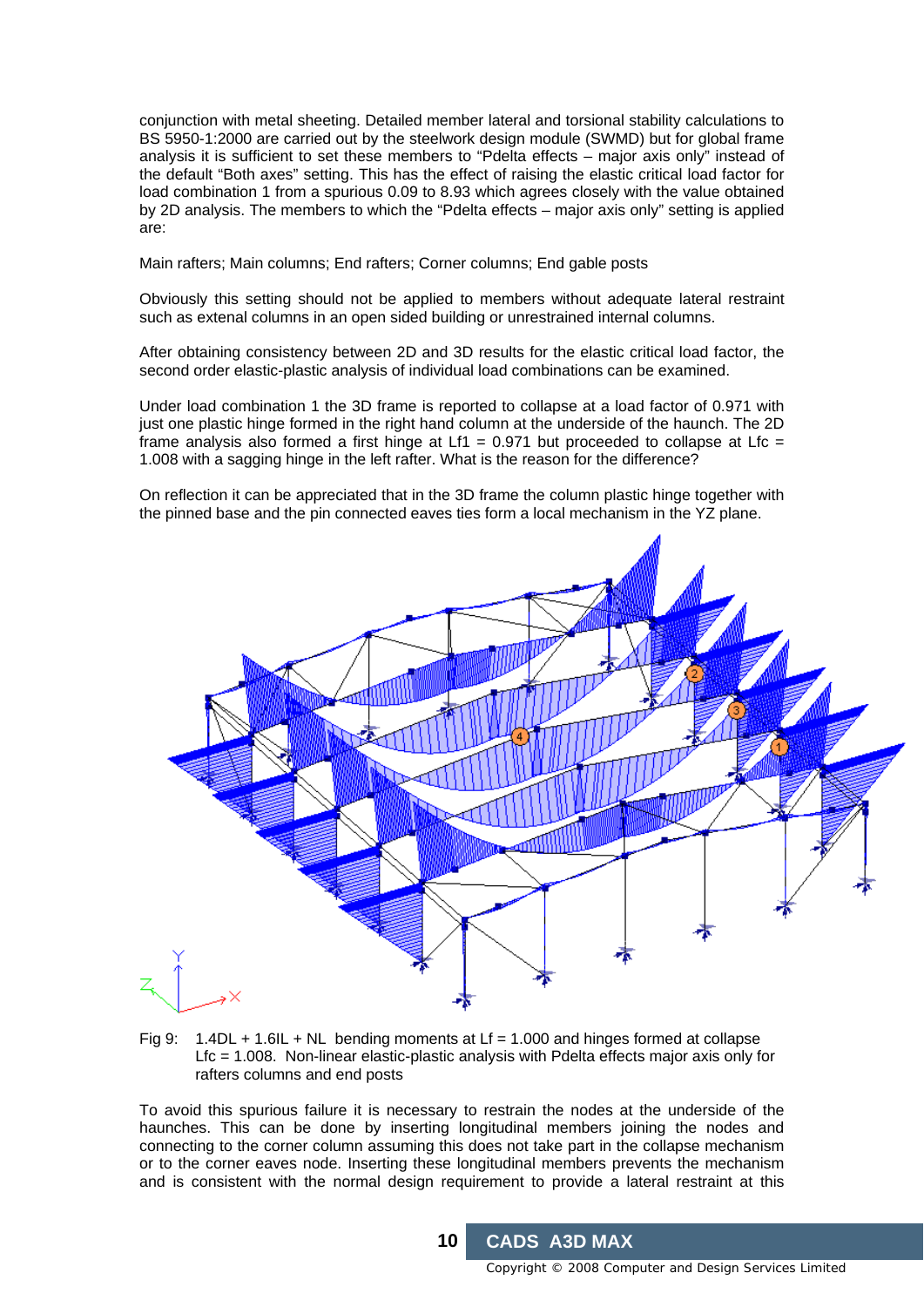conjunction with metal sheeting. Detailed member lateral and torsional stability calculations to BS 5950-1:2000 are carried out by the steelwork design module (SWMD) but for global frame analysis it is sufficient to set these members to "Pdelta effects – major axis only" instead of the default "Both axes" setting. This has the effect of raising the elastic critical load factor for load combination 1 from a spurious 0.09 to 8.93 which agrees closely with the value obtained by 2D analysis. The members to which the "Pdelta effects – major axis only" setting is applied are:

Main rafters; Main columns; End rafters; Corner columns; End gable posts

Obviously this setting should not be applied to members without adequate lateral restraint such as extenal columns in an open sided building or unrestrained internal columns.

After obtaining consistency between 2D and 3D results for the elastic critical load factor, the second order elastic-plastic analysis of individual load combinations can be examined.

Under load combination 1 the 3D frame is reported to collapse at a load factor of 0.971 with just one plastic hinge formed in the right hand column at the underside of the haunch. The 2D frame analysis also formed a first hinge at Lf1 = 0.971 but proceeded to collapse at Lfc = 1.008 with a sagging hinge in the left rafter. What is the reason for the difference?

On reflection it can be appreciated that in the 3D frame the column plastic hinge together with the pinned base and the pin connected eaves ties form a local mechanism in the YZ plane.

Fig 9: 1.4DL + 1.6IL + NL bending moments at Lf = 1.000 and hinges formed at collapse Lfc = 1.008. Non-linear elastic-plastic analysis with Pdelta effects major axis only for rafters columns and end posts

To avoid this spurious failure it is necessary to restrain the nodes at the underside of the haunches. This can be done by inserting longitudinal members joining the nodes and connecting to the corner column assuming this does not take part in the collapse mechanism or to the corner eaves node. Inserting these longitudinal members prevents the mechanism and is consistent with the normal design requirement to provide a lateral restraint at this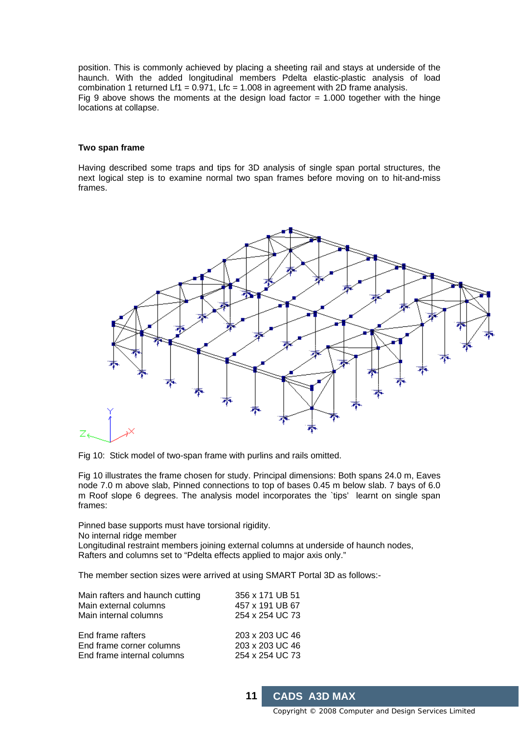position. This is commonly achieved by placing a sheeting rail and stays at underside of the haunch. With the added longitudinal members Pdelta elastic-plastic analysis of load combination 1 returned Lf1 = 0.971, Lfc = 1.008 in agreement with 2D frame analysis.
Fig 9 above shows the moments at the design load factor = 1.000 together with the hinge locations at collapse.

**Two span frame**

Having described some traps and tips for 3D analysis of single span portal structures, the next logical step is to examine normal two span frames before moving on to hit-and-miss frames.

Fig 10: Stick model of two-span frame with purlins and rails omitted.

Fig 10 illustrates the frame chosen for study. Principal dimensions: Both spans 24.0 m, Eaves node 7.0 m above slab, Pinned connections to top of bases 0.45 m below slab. 7 bays of 6.0 m Roof slope 6 degrees. The analysis model incorporates the `tips' learnt on single span frames:

Pinned base supports must have torsional rigidity.
No internal ridge member
Longitudinal restraint members joining external columns at underside of haunch nodes,
Rafters and columns set to "Pdelta effects applied to major axis only."

The member section sizes were arrived at using SMART Portal 3D as follows:-

| | |
|---|---|
| Main rafters and haunch cutting | 356 x 171 UB 51 |
| Main external columns | 457 x 191 UB 67 |
| Main internal columns | 254 x 254 UC 73 |
| | |
| End frame rafters | 203 x 203 UC 46 |
| End frame corner columns | 203 x 203 UC 46 |
| End frame internal columns | 254 x 254 UC 73 |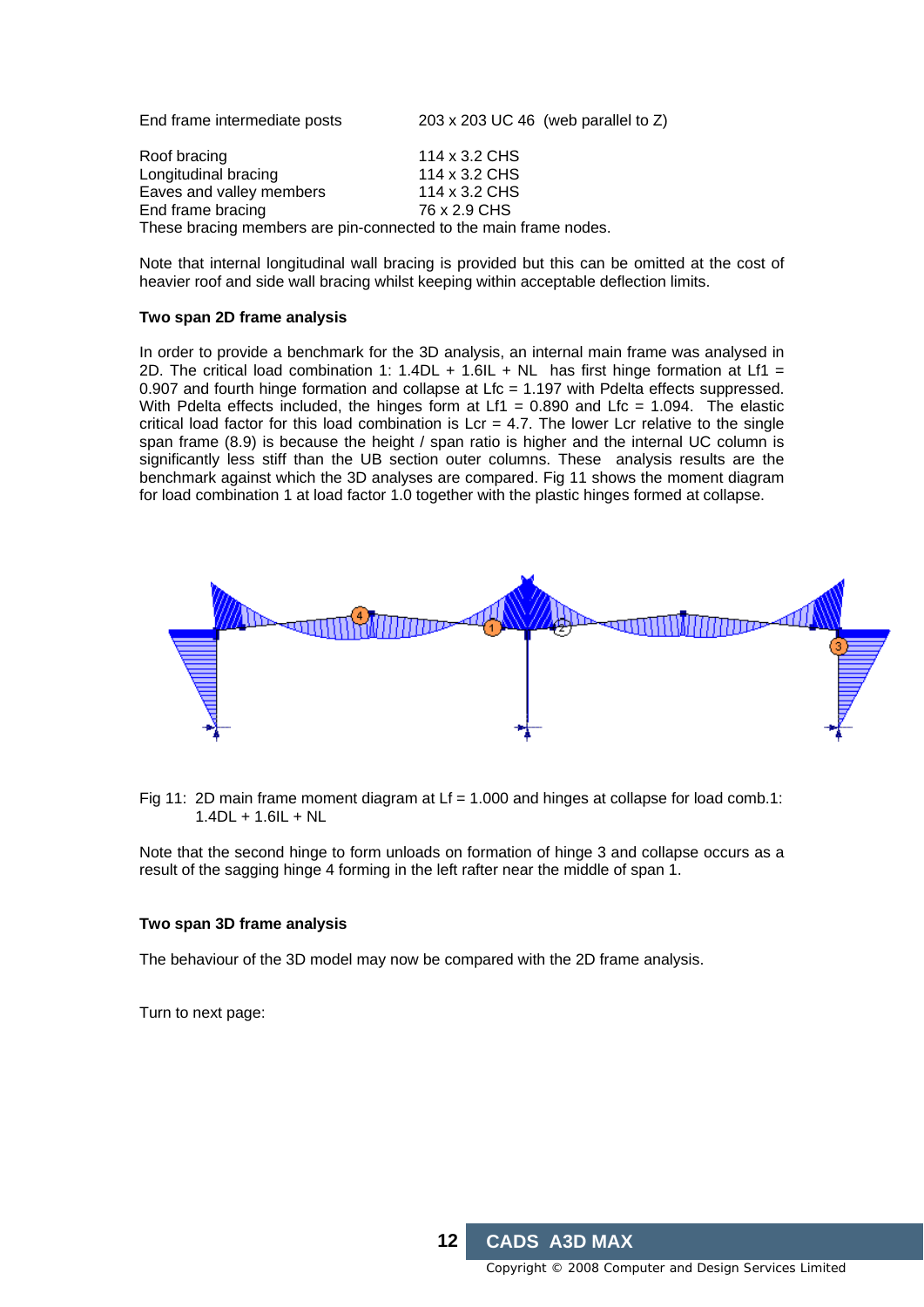| | |
|---|---|
| End frame intermediate posts | 203 x 203 UC 46 (web parallel to Z) |
| Roof bracing | 114 x 3.2 CHS |
| Longitudinal bracing | 114 x 3.2 CHS |
| Eaves and valley members | 114 x 3.2 CHS |
| End frame bracing | 76 x 2.9 CHS |

These bracing members are pin-connected to the main frame nodes.

Note that internal longitudinal wall bracing is provided but this can be omitted at the cost of heavier roof and side wall bracing whilst keeping within acceptable deflection limits.

**Two span 2D frame analysis**

In order to provide a benchmark for the 3D analysis, an internal main frame was analysed in 2D. The critical load combination 1: 1.4DL + 1.6IL + NL has first hinge formation at Lf1 = 0.907 and fourth hinge formation and collapse at Lfc = 1.197 with Pdelta effects suppressed. With Pdelta effects included, the hinges form at Lf1 = 0.890 and Lfc = 1.094. The elastic critical load factor for this load combination is Lcr = 4.7. The lower Lcr relative to the single span frame (8.9) is because the height / span ratio is higher and the internal UC column is significantly less stiff than the UB section outer columns. These analysis results are the benchmark against which the 3D analyses are compared. Fig 11 shows the moment diagram for load combination 1 at load factor 1.0 together with the plastic hinges formed at collapse.

Fig 11: 2D main frame moment diagram at Lf = 1.000 and hinges at collapse for load comb.1: 1.4DL + 1.6IL + NL

Note that the second hinge to form unloads on formation of hinge 3 and collapse occurs as a result of the sagging hinge 4 forming in the left rafter near the middle of span 1.

**Two span 3D frame analysis**

The behaviour of the 3D model may now be compared with the 2D frame analysis.

Turn to next page: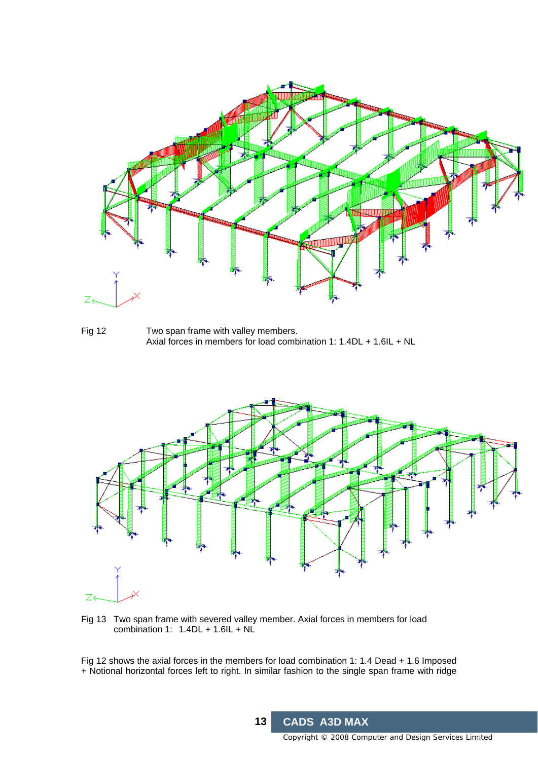Fig 12 Two span frame with valley members.
Axial forces in members for load combination 1: 1.4DL + 1.6IL + NL

Fig 13 Two span frame with severed valley member. Axial forces in members for load combination 1: 1.4DL + 1.6IL + NL

Fig 12 shows the axial forces in the members for load combination 1: 1.4 Dead + 1.6 Imposed + Notional horizontal forces left to right. In similar fashion to the single span frame with ridge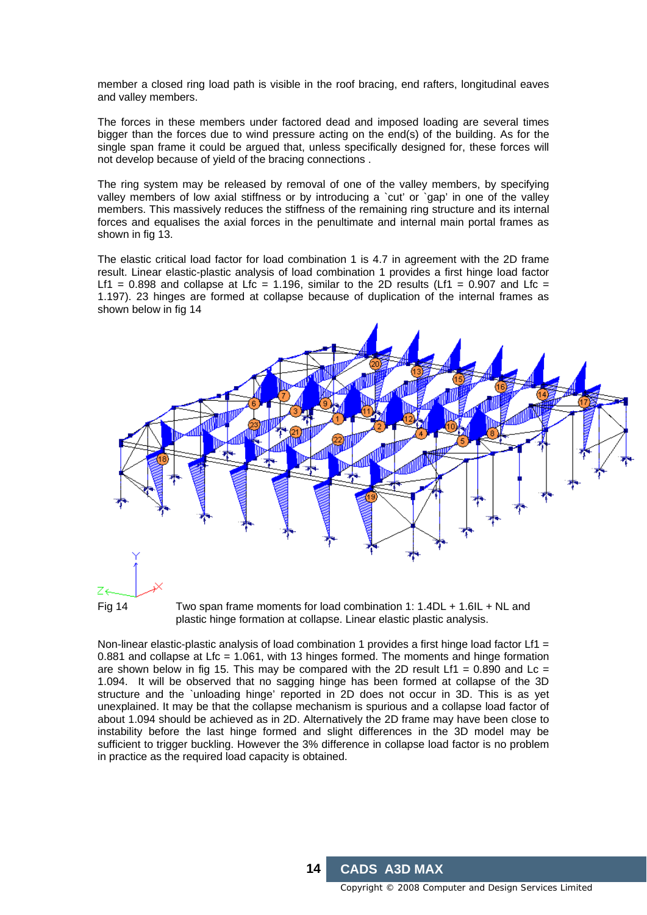member a closed ring load path is visible in the roof bracing, end rafters, longitudinal eaves and valley members.

The forces in these members under factored dead and imposed loading are several times bigger than the forces due to wind pressure acting on the end(s) of the building. As for the single span frame it could be argued that, unless specifically designed for, these forces will not develop because of yield of the bracing connections .

The ring system may be released by removal of one of the valley members, by specifying valley members of low axial stiffness or by introducing a `cut' or `gap' in one of the valley members. This massively reduces the stiffness of the remaining ring structure and its internal forces and equalises the axial forces in the penultimate and internal main portal frames as shown in fig 13.

The elastic critical load factor for load combination 1 is 4.7 in agreement with the 2D frame result. Linear elastic-plastic analysis of load combination 1 provides a first hinge load factor Lf1 = 0.898 and collapse at Lfc = 1.196, similar to the 2D results (Lf1 = 0.907 and Lfc = 1.197). 23 hinges are formed at collapse because of duplication of the internal frames as shown below in fig 14

Fig 14 Two span frame moments for load combination 1: 1.4DL + 1.6IL + NL and plastic hinge formation at collapse. Linear elastic plastic analysis.

Non-linear elastic-plastic analysis of load combination 1 provides a first hinge load factor Lf1 = 0.881 and collapse at Lfc = 1.061, with 13 hinges formed. The moments and hinge formation are shown below in fig 15. This may be compared with the 2D result Lf1 = 0.890 and Lc = 1.094. It will be observed that no sagging hinge has been formed at collapse of the 3D structure and the `unloading hinge' reported in 2D does not occur in 3D. This is as yet unexplained. It may be that the collapse mechanism is spurious and a collapse load factor of about 1.094 should be achieved as in 2D. Alternatively the 2D frame may have been close to instability before the last hinge formed and slight differences in the 3D model may be sufficient to trigger buckling. However the 3% difference in collapse load factor is no problem in practice as the required load capacity is obtained.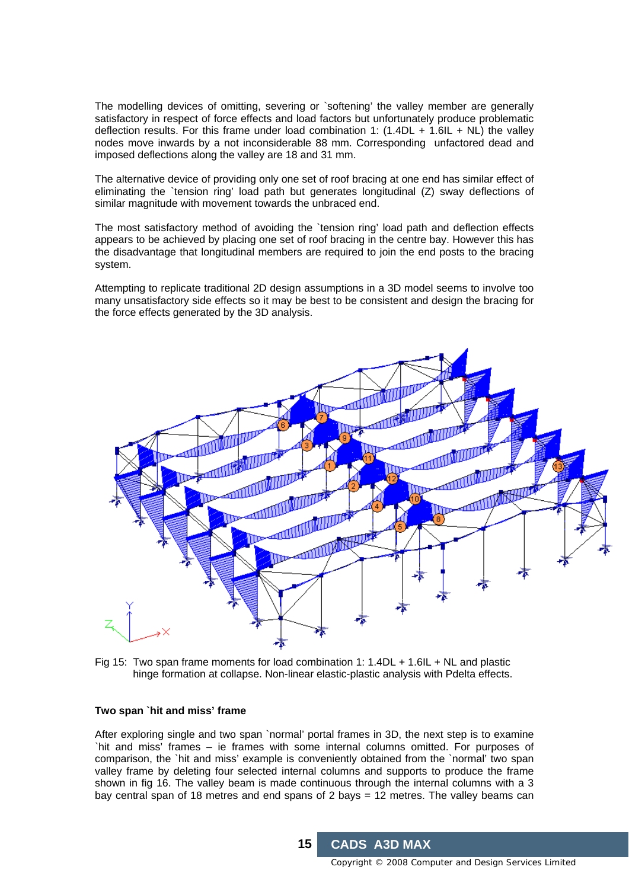The modelling devices of omitting, severing or `softening' the valley member are generally satisfactory in respect of force effects and load factors but unfortunately produce problematic deflection results. For this frame under load combination 1: (1.4DL + 1.6IL + NL) the valley nodes move inwards by a not inconsiderable 88 mm. Corresponding unfactored dead and imposed deflections along the valley are 18 and 31 mm.

The alternative device of providing only one set of roof bracing at one end has similar effect of eliminating the `tension ring' load path but generates longitudinal (Z) sway deflections of similar magnitude with movement towards the unbraced end.

The most satisfactory method of avoiding the `tension ring' load path and deflection effects appears to be achieved by placing one set of roof bracing in the centre bay. However this has the disadvantage that longitudinal members are required to join the end posts to the bracing system.

Attempting to replicate traditional 2D design assumptions in a 3D model seems to involve too many unsatisfactory side effects so it may be best to be consistent and design the bracing for the force effects generated by the 3D analysis.

Fig 15: Two span frame moments for load combination 1: 1.4DL + 1.6IL + NL and plastic hinge formation at collapse. Non-linear elastic-plastic analysis with Pdelta effects.

**Two span `hit and miss' frame**

After exploring single and two span `normal' portal frames in 3D, the next step is to examine `hit and miss' frames – ie frames with some internal columns omitted. For purposes of comparison, the `hit and miss' example is conveniently obtained from the `normal' two span valley frame by deleting four selected internal columns and supports to produce the frame shown in fig 16. The valley beam is made continuous through the internal columns with a 3 bay central span of 18 metres and end spans of 2 bays = 12 metres. The valley beams can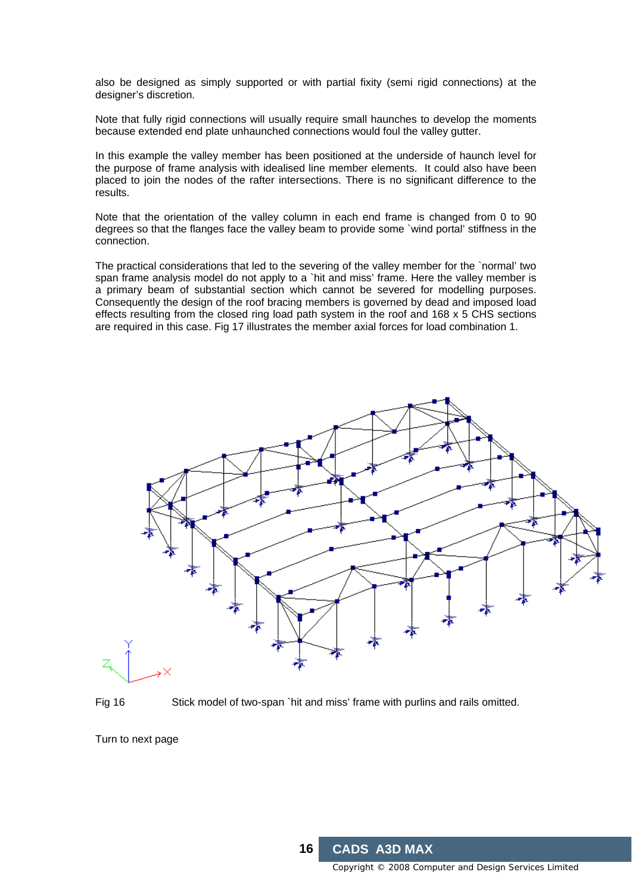also be designed as simply supported or with partial fixity (semi rigid connections) at the designer's discretion.

Note that fully rigid connections will usually require small haunches to develop the moments because extended end plate unhaunched connections would foul the valley gutter.

In this example the valley member has been positioned at the underside of haunch level for the purpose of frame analysis with idealised line member elements. It could also have been placed to join the nodes of the rafter intersections. There is no significant difference to the results.

Note that the orientation of the valley column in each end frame is changed from 0 to 90 degrees so that the flanges face the valley beam to provide some `wind portal' stiffness in the connection.

The practical considerations that led to the severing of the valley member for the `normal' two span frame analysis model do not apply to a `hit and miss' frame. Here the valley member is a primary beam of substantial section which cannot be severed for modelling purposes. Consequently the design of the roof bracing members is governed by dead and imposed load effects resulting from the closed ring load path system in the roof and 168 x 5 CHS sections are required in this case. Fig 17 illustrates the member axial forces for load combination 1.

Fig 16 Stick model of two-span `hit and miss' frame with purlins and rails omitted.

Turn to next page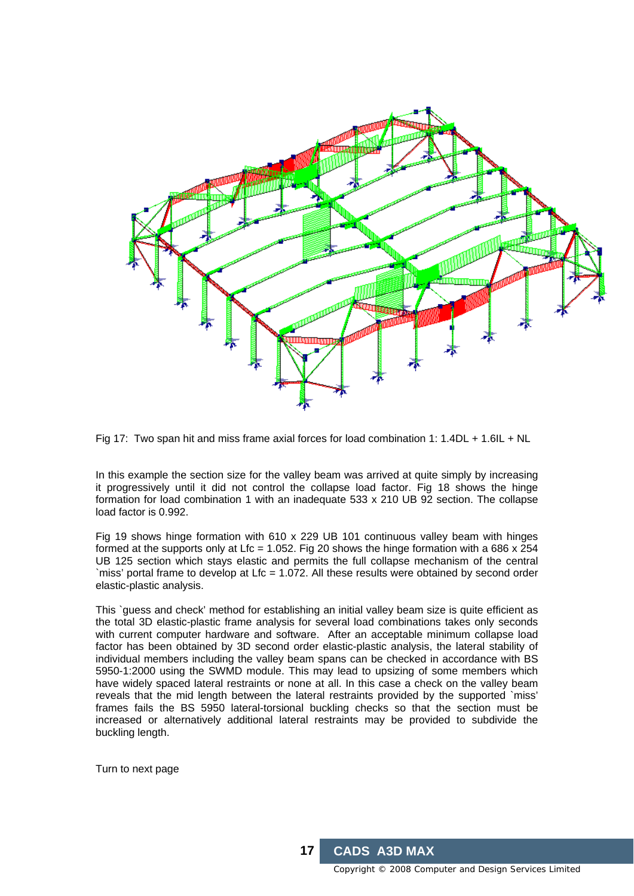Fig 17: Two span hit and miss frame axial forces for load combination 1: 1.4DL + 1.6IL + NL

In this example the section size for the valley beam was arrived at quite simply by increasing it progressively until it did not control the collapse load factor. Fig 18 shows the hinge formation for load combination 1 with an inadequate 533 x 210 UB 92 section. The collapse load factor is 0.992.

Fig 19 shows hinge formation with 610 x 229 UB 101 continuous valley beam with hinges formed at the supports only at Lfc = 1.052. Fig 20 shows the hinge formation with a 686 x 254 UB 125 section which stays elastic and permits the full collapse mechanism of the central `miss' portal frame to develop at Lfc = 1.072. All these results were obtained by second order elastic-plastic analysis.

This `guess and check' method for establishing an initial valley beam size is quite efficient as the total 3D elastic-plastic frame analysis for several load combinations takes only seconds with current computer hardware and software. After an acceptable minimum collapse load factor has been obtained by 3D second order elastic-plastic analysis, the lateral stability of individual members including the valley beam spans can be checked in accordance with BS 5950-1:2000 using the SWMD module. This may lead to upsizing of some members which have widely spaced lateral restraints or none at all. In this case a check on the valley beam reveals that the mid length between the lateral restraints provided by the supported `miss' frames fails the BS 5950 lateral-torsional buckling checks so that the section must be increased or alternatively additional lateral restraints may be provided to subdivide the buckling length.

Turn to next page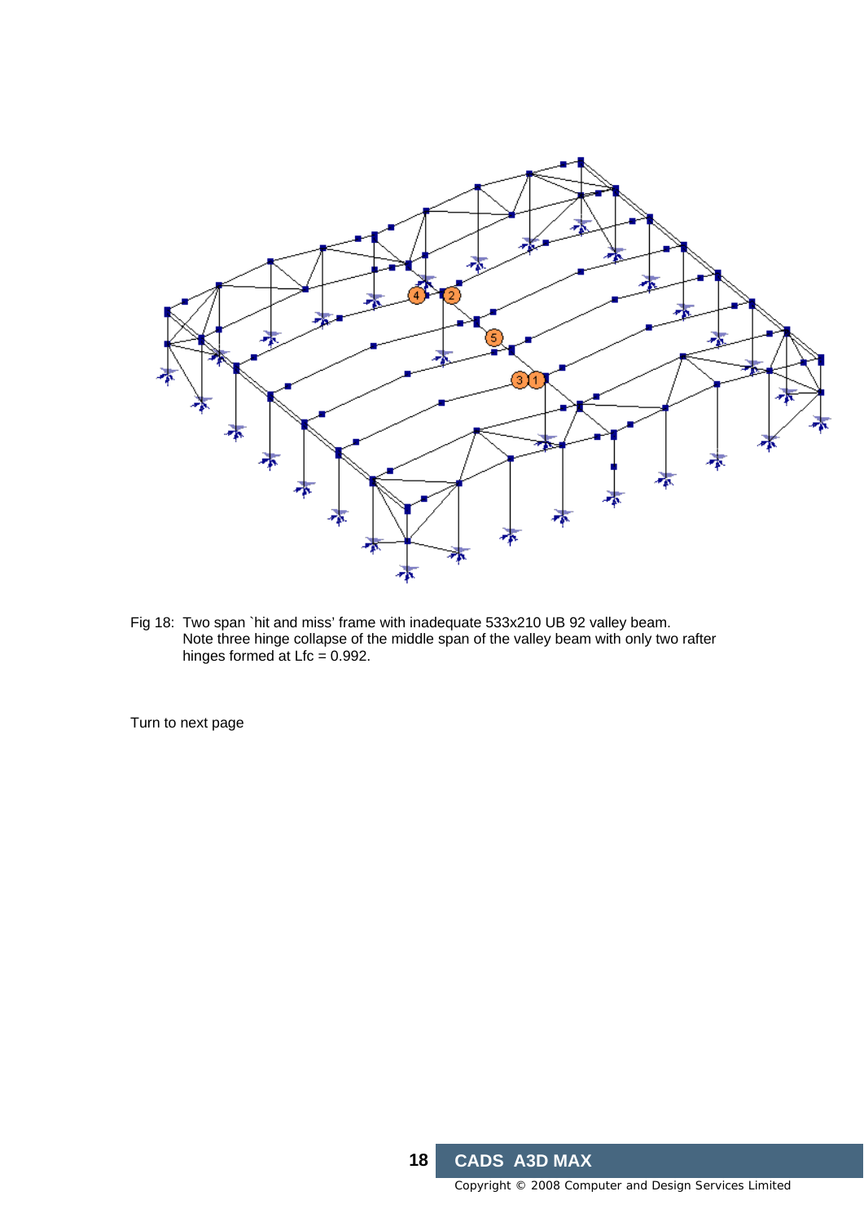Fig 18: Two span `hit and miss' frame with inadequate 533x210 UB 92 valley beam. Note three hinge collapse of the middle span of the valley beam with only two rafter hinges formed at Lfc = 0.992.

Turn to next page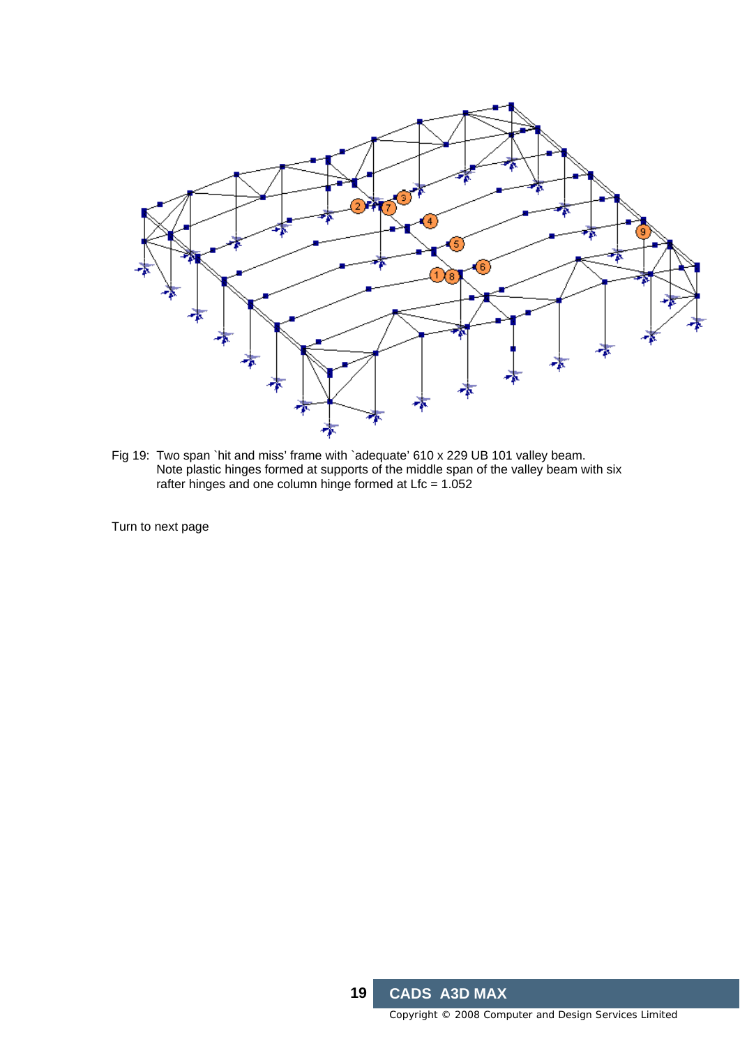Fig 19: Two span `hit and miss' frame with `adequate' 610 x 229 UB 101 valley beam. Note plastic hinges formed at supports of the middle span of the valley beam with six rafter hinges and one column hinge formed at Lfc = 1.052

Turn to next page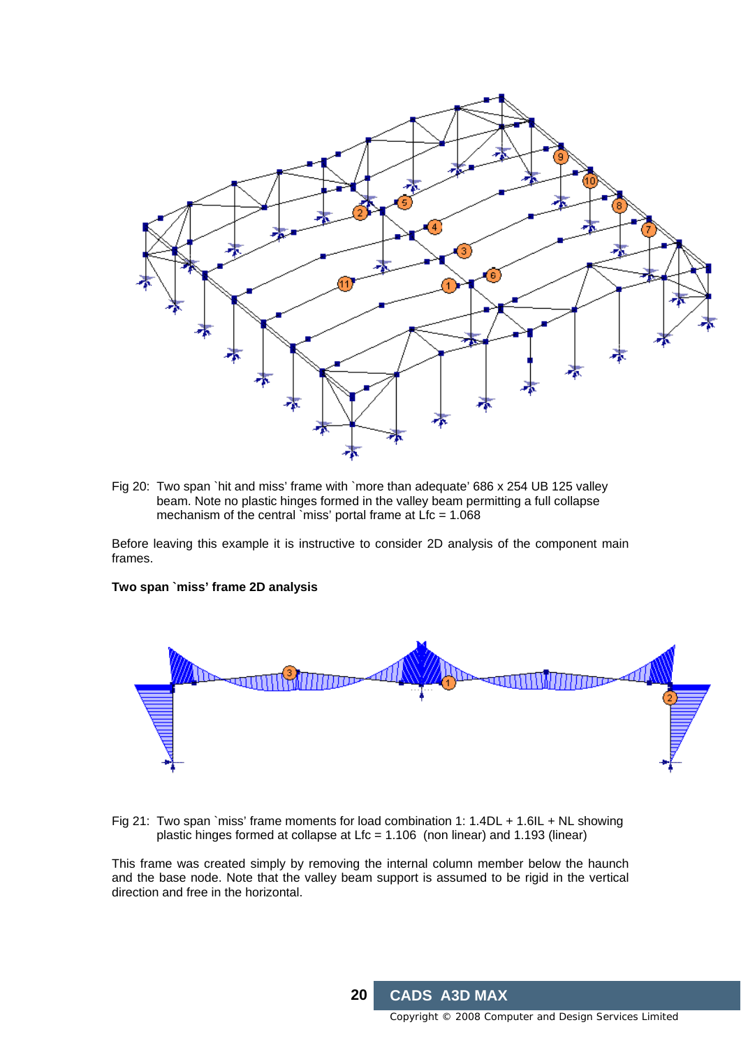Fig 20: Two span `hit and miss' frame with `more than adequate' 686 x 254 UB 125 valley beam. Note no plastic hinges formed in the valley beam permitting a full collapse mechanism of the central `miss' portal frame at Lfc = 1.068

Before leaving this example it is instructive to consider 2D analysis of the component main frames.

**Two span `miss' frame 2D analysis**

Fig 21: Two span `miss' frame moments for load combination 1: 1.4DL + 1.6IL + NL showing plastic hinges formed at collapse at Lfc = 1.106 (non linear) and 1.193 (linear)

This frame was created simply by removing the internal column member below the haunch and the base node. Note that the valley beam support is assumed to be rigid in the vertical direction and free in the horizontal.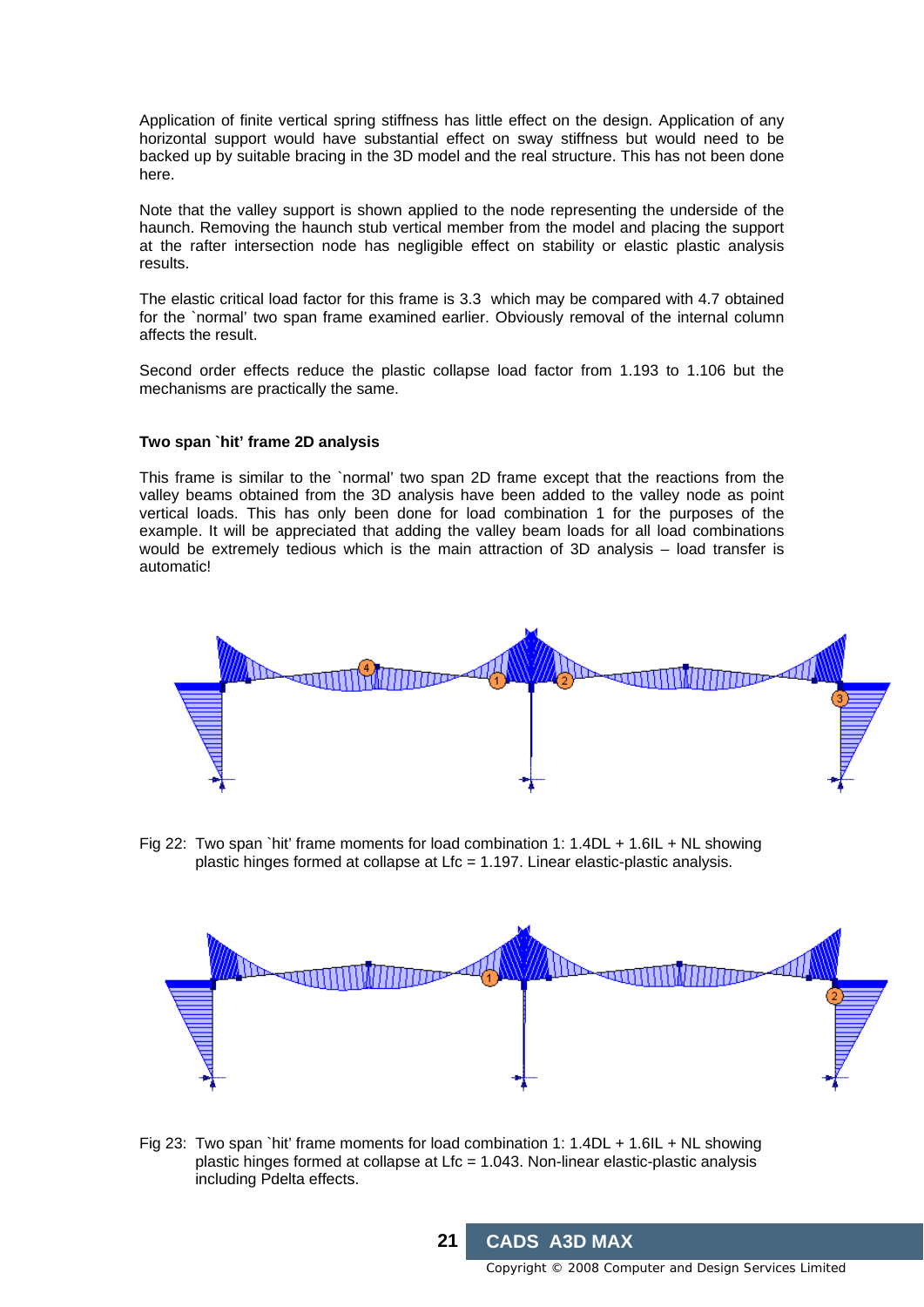Application of finite vertical spring stiffness has little effect on the design. Application of any horizontal support would have substantial effect on sway stiffness but would need to be backed up by suitable bracing in the 3D model and the real structure. This has not been done here.

Note that the valley support is shown applied to the node representing the underside of the haunch. Removing the haunch stub vertical member from the model and placing the support at the rafter intersection node has negligible effect on stability or elastic plastic analysis results.

The elastic critical load factor for this frame is 3.3 which may be compared with 4.7 obtained for the `normal' two span frame examined earlier. Obviously removal of the internal column affects the result.

Second order effects reduce the plastic collapse load factor from 1.193 to 1.106 but the mechanisms are practically the same.

**Two span `hit' frame 2D analysis**

This frame is similar to the `normal' two span 2D frame except that the reactions from the valley beams obtained from the 3D analysis have been added to the valley node as point vertical loads. This has only been done for load combination 1 for the purposes of the example. It will be appreciated that adding the valley beam loads for all load combinations would be extremely tedious which is the main attraction of 3D analysis – load transfer is automatic!

Fig 22: Two span `hit' frame moments for load combination 1: 1.4DL + 1.6IL + NL showing plastic hinges formed at collapse at Lfc = 1.197. Linear elastic-plastic analysis.

Fig 23: Two span `hit' frame moments for load combination 1: 1.4DL + 1.6IL + NL showing plastic hinges formed at collapse at Lfc = 1.043. Non-linear elastic-plastic analysis including Pdelta effects.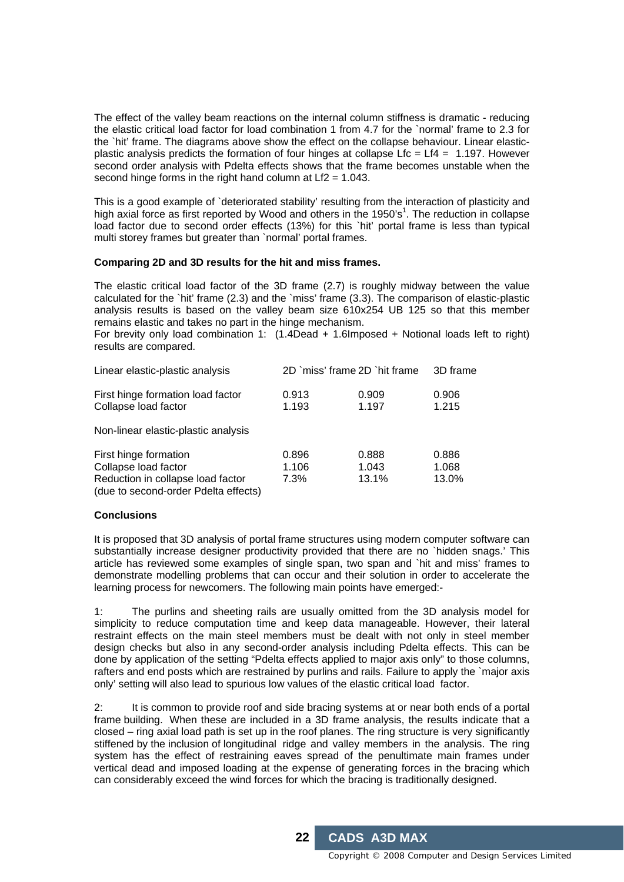The effect of the valley beam reactions on the internal column stiffness is dramatic - reducing the elastic critical load factor for load combination 1 from 4.7 for the `normal' frame to 2.3 for the `hit' frame. The diagrams above show the effect on the collapse behaviour. Linear elastic-plastic analysis predicts the formation of four hinges at collapse Lfc = Lf4 = 1.197. However second order analysis with Pdelta effects shows that the frame becomes unstable when the second hinge forms in the right hand column at Lf2 = 1.043.

This is a good example of `deteriorated stability' resulting from the interaction of plasticity and high axial force as first reported by Wood and others in the 1950's[1]. The reduction in collapse load factor due to second order effects (13%) for this `hit' portal frame is less than typical multi storey frames but greater than `normal' portal frames.

**Comparing 2D and 3D results for the hit and miss frames.**

The elastic critical load factor of the 3D frame (2.7) is roughly midway between the value calculated for the `hit' frame (2.3) and the `miss' frame (3.3). The comparison of elastic-plastic analysis results is based on the valley beam size 610x254 UB 125 so that this member remains elastic and takes no part in the hinge mechanism.

For brevity only load combination 1: (1.4Dead + 1.6Imposed + Notional loads left to right) results are compared.

| Linear elastic-plastic analysis | 2D `miss' frame | 2D `hit frame | 3D frame |
|---|---|---|---|
| First hinge formation load factor | 0.913 | 0.909 | 0.906 |
| Collapse load factor | 1.193 | 1.197 | 1.215 |
| **Non-linear elastic-plastic analysis** | | | |
| First hinge formation | 0.896 | 0.888 | 0.886 |
| Collapse load factor | 1.106 | 1.043 | 1.068 |
| Reduction in collapse load factor (due to second-order Pdelta effects) | 7.3% | 13.1% | 13.0% |

**Conclusions**

It is proposed that 3D analysis of portal frame structures using modern computer software can substantially increase designer productivity provided that there are no `hidden snags.' This article has reviewed some examples of single span, two span and `hit and miss' frames to demonstrate modelling problems that can occur and their solution in order to accelerate the learning process for newcomers. The following main points have emerged:-

1: The purlins and sheeting rails are usually omitted from the 3D analysis model for simplicity to reduce computation time and keep data manageable. However, their lateral restraint effects on the main steel members must be dealt with not only in steel member design checks but also in any second-order analysis including Pdelta effects. This can be done by application of the setting "Pdelta effects applied to major axis only" to those columns, rafters and end posts which are restrained by purlins and rails. Failure to apply the `major axis only' setting will also lead to spurious low values of the elastic critical load factor.

2: It is common to provide roof and side bracing systems at or near both ends of a portal frame building. When these are included in a 3D frame analysis, the results indicate that a closed – ring axial load path is set up in the roof planes. The ring structure is very significantly stiffened by the inclusion of longitudinal ridge and valley members in the analysis. The ring system has the effect of restraining eaves spread of the penultimate main frames under vertical dead and imposed loading at the expense of generating forces in the bracing which can considerably exceed the wind forces for which the bracing is traditionally designed.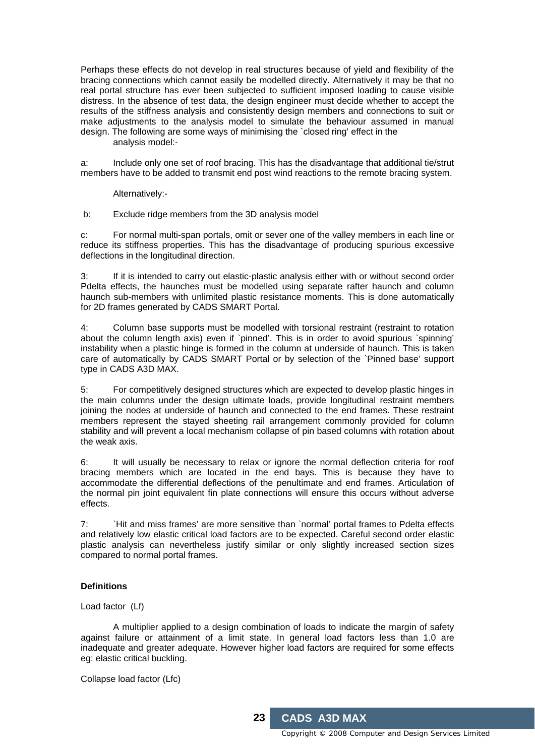Perhaps these effects do not develop in real structures because of yield and flexibility of the bracing connections which cannot easily be modelled directly. Alternatively it may be that no real portal structure has ever been subjected to sufficient imposed loading to cause visible distress. In the absence of test data, the design engineer must decide whether to accept the results of the stiffness analysis and consistently design members and connections to suit or make adjustments to the analysis model to simulate the behaviour assumed in manual design. The following are some ways of minimising the `closed ring' effect in the analysis model:-

a: Include only one set of roof bracing. This has the disadvantage that additional tie/strut members have to be added to transmit end post wind reactions to the remote bracing system.

Alternatively:-

b: Exclude ridge members from the 3D analysis model

c: For normal multi-span portals, omit or sever one of the valley members in each line or reduce its stiffness properties. This has the disadvantage of producing spurious excessive deflections in the longitudinal direction.

3: If it is intended to carry out elastic-plastic analysis either with or without second order Pdelta effects, the haunches must be modelled using separate rafter haunch and column haunch sub-members with unlimited plastic resistance moments. This is done automatically for 2D frames generated by CADS SMART Portal.

4: Column base supports must be modelled with torsional restraint (restraint to rotation about the column length axis) even if `pinned'. This is in order to avoid spurious `spinning' instability when a plastic hinge is formed in the column at underside of haunch. This is taken care of automatically by CADS SMART Portal or by selection of the `Pinned base' support type in CADS A3D MAX.

5: For competitively designed structures which are expected to develop plastic hinges in the main columns under the design ultimate loads, provide longitudinal restraint members joining the nodes at underside of haunch and connected to the end frames. These restraint members represent the stayed sheeting rail arrangement commonly provided for column stability and will prevent a local mechanism collapse of pin based columns with rotation about the weak axis.

6: It will usually be necessary to relax or ignore the normal deflection criteria for roof bracing members which are located in the end bays. This is because they have to accommodate the differential deflections of the penultimate and end frames. Articulation of the normal pin joint equivalent fin plate connections will ensure this occurs without adverse effects.

7: `Hit and miss frames' are more sensitive than `normal' portal frames to Pdelta effects and relatively low elastic critical load factors are to be expected. Careful second order elastic plastic analysis can nevertheless justify similar or only slightly increased section sizes compared to normal portal frames.

**Definitions**

Load factor (Lf)

A multiplier applied to a design combination of loads to indicate the margin of safety against failure or attainment of a limit state. In general load factors less than 1.0 are inadequate and greater adequate. However higher load factors are required for some effects eg: elastic critical buckling.

Collapse load factor (Lfc)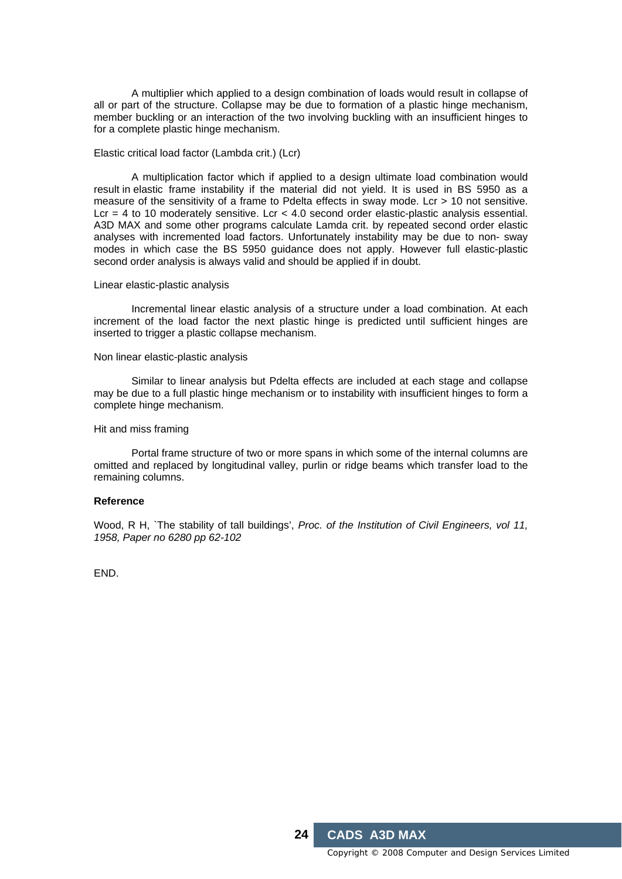A multiplier which applied to a design combination of loads would result in collapse of all or part of the structure. Collapse may be due to formation of a plastic hinge mechanism, member buckling or an interaction of the two involving buckling with an insufficient hinges to for a complete plastic hinge mechanism.

Elastic critical load factor (Lambda crit.) (Lcr)

A multiplication factor which if applied to a design ultimate load combination would result in elastic frame instability if the material did not yield. It is used in BS 5950 as a measure of the sensitivity of a frame to Pdelta effects in sway mode. Lcr > 10 not sensitive. Lcr = 4 to 10 moderately sensitive. Lcr < 4.0 second order elastic-plastic analysis essential. A3D MAX and some other programs calculate Lamda crit. by repeated second order elastic analyses with incremented load factors. Unfortunately instability may be due to non- sway modes in which case the BS 5950 guidance does not apply. However full elastic-plastic second order analysis is always valid and should be applied if in doubt.

Linear elastic-plastic analysis

Incremental linear elastic analysis of a structure under a load combination. At each increment of the load factor the next plastic hinge is predicted until sufficient hinges are inserted to trigger a plastic collapse mechanism.

Non linear elastic-plastic analysis

Similar to linear analysis but Pdelta effects are included at each stage and collapse may be due to a full plastic hinge mechanism or to instability with insufficient hinges to form a complete hinge mechanism.

Hit and miss framing

Portal frame structure of two or more spans in which some of the internal columns are omitted and replaced by longitudinal valley, purlin or ridge beams which transfer load to the remaining columns.

**Reference**

Wood, R H, `The stability of tall buildings', *Proc. of the Institution of Civil Engineers, vol 11, 1958, Paper no 6280 pp 62-102*

END.